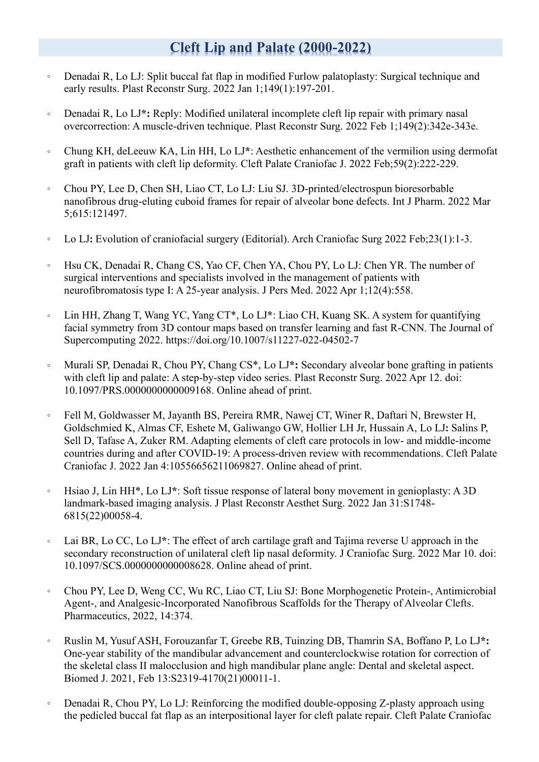# Cleft Lip and Palate (2000-2022)

- Denadai R, Lo LJ: Split buccal fat flap in modified Furlow palatoplasty: Surgical technique and early results. Plast Reconstr Surg. 2022 Jan 1;149(1):197-201.

- Denadai R, Lo LJ**\***: Reply: Modified unilateral incomplete cleft lip repair with primary nasal overcorrection: A muscle-driven technique. Plast Reconstr Surg. 2022 Feb 1;149(2):342e-343e.

- Chung KH, deLeeuw KA, Lin HH, Lo LJ**\***: Aesthetic enhancement of the vermilion using dermofat graft in patients with cleft lip deformity. Cleft Palate Craniofac J. 2022 Feb;59(2):222-229.

- Chou PY, Lee D, Chen SH, Liao CT, Lo LJ: Liu SJ. 3D-printed/electrospun bioresorbable nanofibrous drug-eluting cuboid frames for repair of alveolar bone defects. Int J Pharm. 2022 Mar 5;615:121497.

- Lo LJ**:** Evolution of craniofacial surgery (Editorial). Arch Craniofac Surg 2022 Feb;23(1):1-3.

- Hsu CK, Denadai R, Chang CS, Yao CF, Chen YA, Chou PY, Lo LJ: Chen YR. The number of surgical interventions and specialists involved in the management of patients with neurofibromatosis type I: A 25-year analysis. J Pers Med. 2022 Apr 1;12(4):558.

- Lin HH, Zhang T, Wang YC, Yang CT**\***, Lo LJ**\***: Liao CH, Kuang SK. A system for quantifying facial symmetry from 3D contour maps based on transfer learning and fast R-CNN. The Journal of Supercomputing 2022. https://doi.org/10.1007/s11227-022-04502-7

- Murali SP, Denadai R, Chou PY, Chang CS**\***, Lo LJ**\*:** Secondary alveolar bone grafting in patients with cleft lip and palate: A step-by-step video series. Plast Reconstr Surg. 2022 Apr 12. doi: 10.1097/PRS.0000000000009168. Online ahead of print.

- Fell M, Goldwasser M, Jayanth BS, Pereira RMR, Nawej CT, Winer R, Daftari N, Brewster H, Goldschmied K, Almas CF, Eshete M, Galiwango GW, Hollier LH Jr, Hussain A, Lo LJ**:** Salins P, Sell D, Tafase A, Zuker RM. Adapting elements of cleft care protocols in low- and middle-income countries during and after COVID-19: A process-driven review with recommendations. Cleft Palate Craniofac J. 2022 Jan 4:10556656211069827. Online ahead of print.

- Hsiao J, Lin HH**\***, Lo LJ**\***: Soft tissue response of lateral bony movement in genioplasty: A 3D landmark-based imaging analysis. J Plast Reconstr Aesthet Surg. 2022 Jan 31:S1748-6815(22)00058-4.

- Lai BR, Lo CC, Lo LJ**\***: The effect of arch cartilage graft and Tajima reverse U approach in the secondary reconstruction of unilateral cleft lip nasal deformity. J Craniofac Surg. 2022 Mar 10. doi: 10.1097/SCS.0000000000008628. Online ahead of print.

- Chou PY, Lee D, Weng CC, Wu RC, Liao CT, Liu SJ: Bone Morphogenetic Protein-, Antimicrobial Agent-, and Analgesic-Incorporated Nanofibrous Scaffolds for the Therapy of Alveolar Clefts. Pharmaceutics, 2022, 14:374.

- Ruslin M, Yusuf ASH, Forouzanfar T, Greebe RB, Tuinzing DB, Thamrin SA, Boffano P, Lo LJ**\*:** One-year stability of the mandibular advancement and counterclockwise rotation for correction of the skeletal class II malocclusion and high mandibular plane angle: Dental and skeletal aspect. Biomed J. 2021, Feb 13:S2319-4170(21)00011-1.

- Denadai R, Chou PY, Lo LJ: Reinforcing the modified double-opposing Z-plasty approach using the pedicled buccal fat flap as an interpositional layer for cleft palate repair. Cleft Palate Craniofac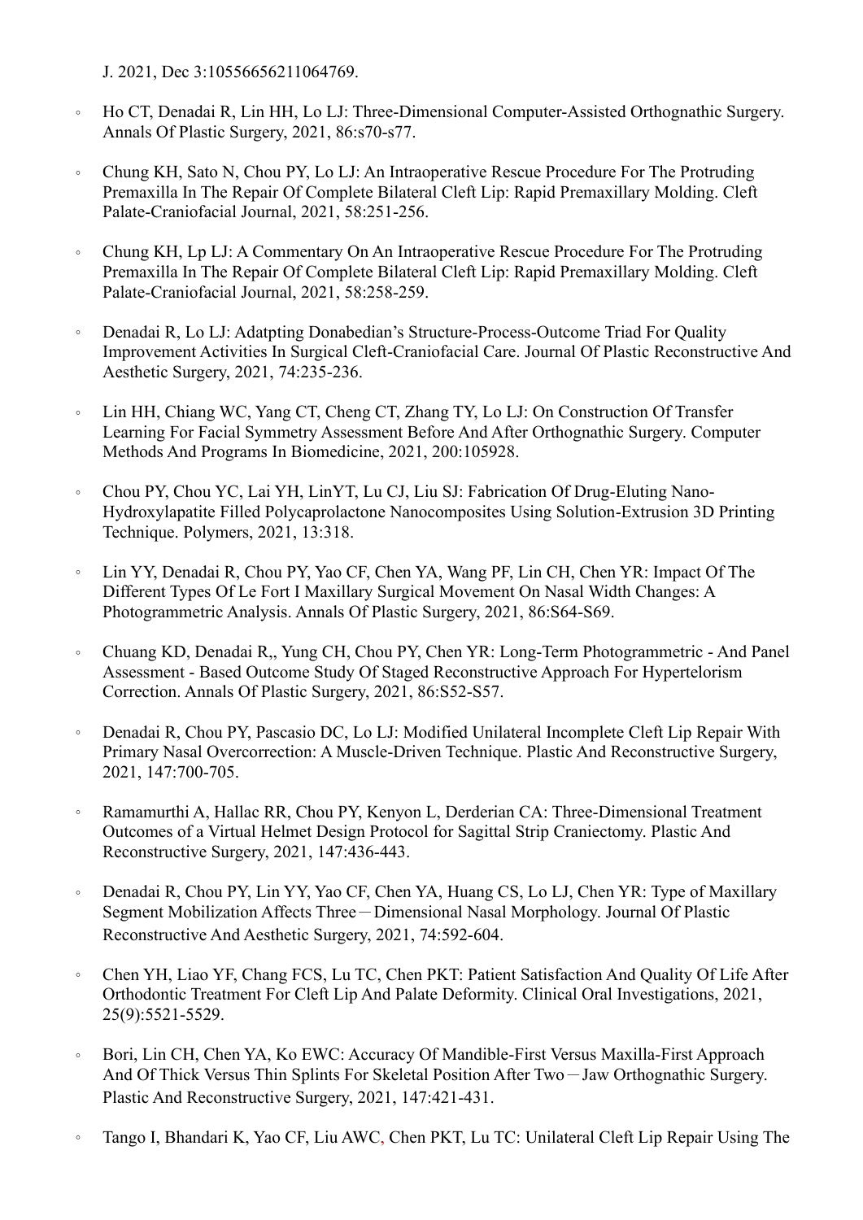J. 2021, Dec 3:10556656211064769.

- Ho CT, Denadai R, Lin HH, Lo LJ: Three-Dimensional Computer-Assisted Orthognathic Surgery. Annals Of Plastic Surgery, 2021, 86:s70-s77.
- Chung KH, Sato N, Chou PY, Lo LJ: An Intraoperative Rescue Procedure For The Protruding Premaxilla In The Repair Of Complete Bilateral Cleft Lip: Rapid Premaxillary Molding. Cleft Palate-Craniofacial Journal, 2021, 58:251-256.
- Chung KH, Lp LJ: A Commentary On An Intraoperative Rescue Procedure For The Protruding Premaxilla In The Repair Of Complete Bilateral Cleft Lip: Rapid Premaxillary Molding. Cleft Palate-Craniofacial Journal, 2021, 58:258-259.
- Denadai R, Lo LJ: Adatpting Donabedian's Structure-Process-Outcome Triad For Quality Improvement Activities In Surgical Cleft-Craniofacial Care. Journal Of Plastic Reconstructive And Aesthetic Surgery, 2021, 74:235-236.
- Lin HH, Chiang WC, Yang CT, Cheng CT, Zhang TY, Lo LJ: On Construction Of Transfer Learning For Facial Symmetry Assessment Before And After Orthognathic Surgery. Computer Methods And Programs In Biomedicine, 2021, 200:105928.
- Chou PY, Chou YC, Lai YH, LinYT, Lu CJ, Liu SJ: Fabrication Of Drug-Eluting Nano-Hydroxylapatite Filled Polycaprolactone Nanocomposites Using Solution-Extrusion 3D Printing Technique. Polymers, 2021, 13:318.
- Lin YY, Denadai R, Chou PY, Yao CF, Chen YA, Wang PF, Lin CH, Chen YR: Impact Of The Different Types Of Le Fort I Maxillary Surgical Movement On Nasal Width Changes: A Photogrammetric Analysis. Annals Of Plastic Surgery, 2021, 86:S64-S69.
- Chuang KD, Denadai R,, Yung CH, Chou PY, Chen YR: Long-Term Photogrammetric - And Panel Assessment - Based Outcome Study Of Staged Reconstructive Approach For Hypertelorism Correction. Annals Of Plastic Surgery, 2021, 86:S52-S57.
- Denadai R, Chou PY, Pascasio DC, Lo LJ: Modified Unilateral Incomplete Cleft Lip Repair With Primary Nasal Overcorrection: A Muscle-Driven Technique. Plastic And Reconstructive Surgery, 2021, 147:700-705.
- Ramamurthi A, Hallac RR, Chou PY, Kenyon L, Derderian CA: Three-Dimensional Treatment Outcomes of a Virtual Helmet Design Protocol for Sagittal Strip Craniectomy. Plastic And Reconstructive Surgery, 2021, 147:436-443.
- Denadai R, Chou PY, Lin YY, Yao CF, Chen YA, Huang CS, Lo LJ, Chen YR: Type of Maxillary Segment Mobilization Affects Three－Dimensional Nasal Morphology. Journal Of Plastic Reconstructive And Aesthetic Surgery, 2021, 74:592-604.
- Chen YH, Liao YF, Chang FCS, Lu TC, Chen PKT: Patient Satisfaction And Quality Of Life After Orthodontic Treatment For Cleft Lip And Palate Deformity. Clinical Oral Investigations, 2021, 25(9):5521-5529.
- Bori, Lin CH, Chen YA, Ko EWC: Accuracy Of Mandible-First Versus Maxilla-First Approach And Of Thick Versus Thin Splints For Skeletal Position After Two－Jaw Orthognathic Surgery. Plastic And Reconstructive Surgery, 2021, 147:421-431.
- Tango I, Bhandari K, Yao CF, Liu AWC, Chen PKT, Lu TC: Unilateral Cleft Lip Repair Using The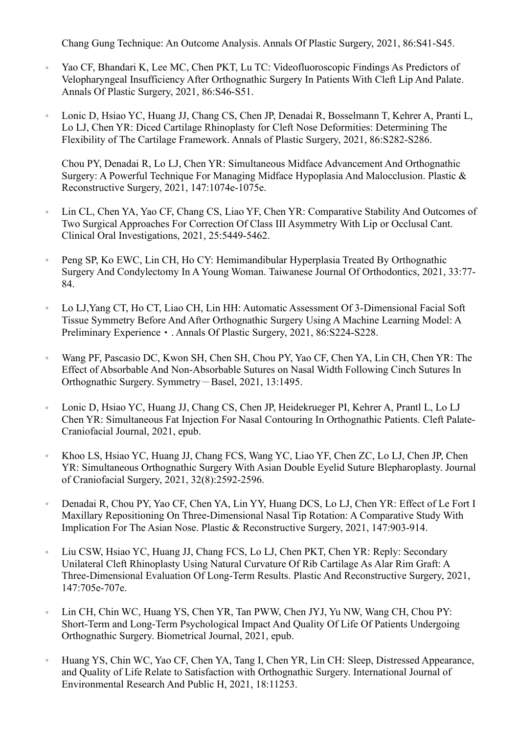Chang Gung Technique: An Outcome Analysis. Annals Of Plastic Surgery, 2021, 86:S41-S45.

- Yao CF, Bhandari K, Lee MC, Chen PKT, Lu TC: Videofluoroscopic Findings As Predictors of Velopharyngeal Insufficiency After Orthognathic Surgery In Patients With Cleft Lip And Palate. Annals Of Plastic Surgery, 2021, 86:S46-S51.

- Lonic D, Hsiao YC, Huang JJ, Chang CS, Chen JP, Denadai R, Bosselmann T, Kehrer A, Pranti L, Lo LJ, Chen YR: Diced Cartilage Rhinoplasty for Cleft Nose Deformities: Determining The Flexibility of The Cartilage Framework. Annals of Plastic Surgery, 2021, 86:S282-S286.

  Chou PY, Denadai R, Lo LJ, Chen YR: Simultaneous Midface Advancement And Orthognathic Surgery: A Powerful Technique For Managing Midface Hypoplasia And Malocclusion. Plastic & Reconstructive Surgery, 2021, 147:1074e-1075e.

- Lin CL, Chen YA, Yao CF, Chang CS, Liao YF, Chen YR: Comparative Stability And Outcomes of Two Surgical Approaches For Correction Of Class III Asymmetry With Lip or Occlusal Cant. Clinical Oral Investigations, 2021, 25:5449-5462.

- Peng SP, Ko EWC, Lin CH, Ho CY: Hemimandibular Hyperplasia Treated By Orthognathic Surgery And Condylectomy In A Young Woman. Taiwanese Journal Of Orthodontics, 2021, 33:77-84.

- Lo LJ,Yang CT, Ho CT, Liao CH, Lin HH: Automatic Assessment Of 3-Dimensional Facial Soft Tissue Symmetry Before And After Orthognathic Surgery Using A Machine Learning Model: A Preliminary Experience・. Annals Of Plastic Surgery, 2021, 86:S224-S228.

- Wang PF, Pascasio DC, Kwon SH, Chen SH, Chou PY, Yao CF, Chen YA, Lin CH, Chen YR: The Effect of Absorbable And Non-Absorbable Sutures on Nasal Width Following Cinch Sutures In Orthognathic Surgery. Symmetry－Basel, 2021, 13:1495.

- Lonic D, Hsiao YC, Huang JJ, Chang CS, Chen JP, Heidekrueger PI, Kehrer A, Prantl L, Lo LJ Chen YR: Simultaneous Fat Injection For Nasal Contouring In Orthognathic Patients. Cleft Palate-Craniofacial Journal, 2021, epub.

- Khoo LS, Hsiao YC, Huang JJ, Chang FCS, Wang YC, Liao YF, Chen ZC, Lo LJ, Chen JP, Chen YR: Simultaneous Orthognathic Surgery With Asian Double Eyelid Suture Blepharoplasty. Journal of Craniofacial Surgery, 2021, 32(8):2592-2596.

- Denadai R, Chou PY, Yao CF, Chen YA, Lin YY, Huang DCS, Lo LJ, Chen YR: Effect of Le Fort I Maxillary Repositioning On Three-Dimensional Nasal Tip Rotation: A Comparative Study With Implication For The Asian Nose. Plastic & Reconstructive Surgery, 2021, 147:903-914.

- Liu CSW, Hsiao YC, Huang JJ, Chang FCS, Lo LJ, Chen PKT, Chen YR: Reply: Secondary Unilateral Cleft Rhinoplasty Using Natural Curvature Of Rib Cartilage As Alar Rim Graft: A Three-Dimensional Evaluation Of Long-Term Results. Plastic And Reconstructive Surgery, 2021, 147:705e-707e.

- Lin CH, Chin WC, Huang YS, Chen YR, Tan PWW, Chen JYJ, Yu NW, Wang CH, Chou PY: Short-Term and Long-Term Psychological Impact And Quality Of Life Of Patients Undergoing Orthognathic Surgery. Biometrical Journal, 2021, epub.

- Huang YS, Chin WC, Yao CF, Chen YA, Tang I, Chen YR, Lin CH: Sleep, Distressed Appearance, and Quality of Life Relate to Satisfaction with Orthognathic Surgery. International Journal of Environmental Research And Public H, 2021, 18:11253.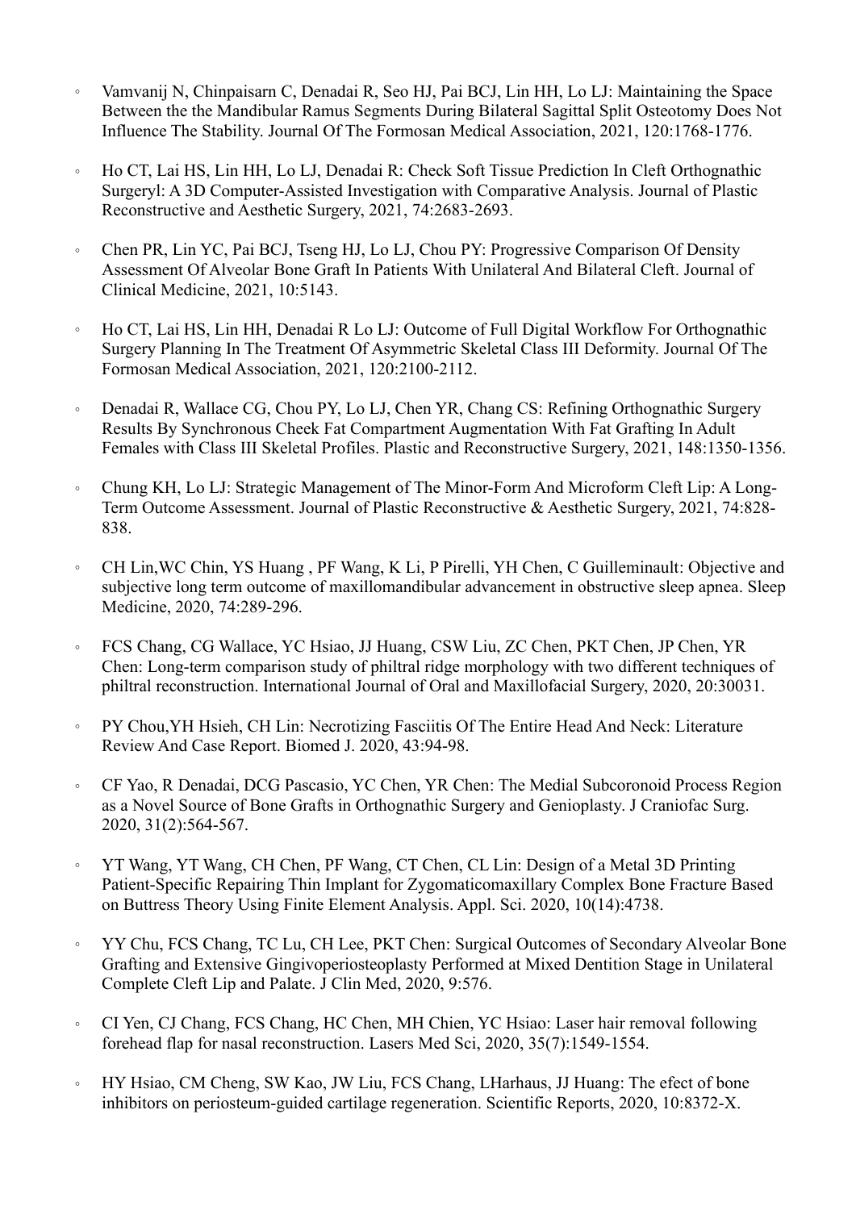- Vamvanij N, Chinpaisarn C, Denadai R, Seo HJ, Pai BCJ, Lin HH, Lo LJ: Maintaining the Space Between the the Mandibular Ramus Segments During Bilateral Sagittal Split Osteotomy Does Not Influence The Stability. Journal Of The Formosan Medical Association, 2021, 120:1768-1776.
- Ho CT, Lai HS, Lin HH, Lo LJ, Denadai R: Check Soft Tissue Prediction In Cleft Orthognathic Surgeryl: A 3D Computer-Assisted Investigation with Comparative Analysis. Journal of Plastic Reconstructive and Aesthetic Surgery, 2021, 74:2683-2693.
- Chen PR, Lin YC, Pai BCJ, Tseng HJ, Lo LJ, Chou PY: Progressive Comparison Of Density Assessment Of Alveolar Bone Graft In Patients With Unilateral And Bilateral Cleft. Journal of Clinical Medicine, 2021, 10:5143.
- Ho CT, Lai HS, Lin HH, Denadai R Lo LJ: Outcome of Full Digital Workflow For Orthognathic Surgery Planning In The Treatment Of Asymmetric Skeletal Class III Deformity. Journal Of The Formosan Medical Association, 2021, 120:2100-2112.
- Denadai R, Wallace CG, Chou PY, Lo LJ, Chen YR, Chang CS: Refining Orthognathic Surgery Results By Synchronous Cheek Fat Compartment Augmentation With Fat Grafting In Adult Females with Class III Skeletal Profiles. Plastic and Reconstructive Surgery, 2021, 148:1350-1356.
- Chung KH, Lo LJ: Strategic Management of The Minor-Form And Microform Cleft Lip: A Long-Term Outcome Assessment. Journal of Plastic Reconstructive & Aesthetic Surgery, 2021, 74:828-838.
- CH Lin,WC Chin, YS Huang , PF Wang, K Li, P Pirelli, YH Chen, C Guilleminault: Objective and subjective long term outcome of maxillomandibular advancement in obstructive sleep apnea. Sleep Medicine, 2020, 74:289-296.
- FCS Chang, CG Wallace, YC Hsiao, JJ Huang, CSW Liu, ZC Chen, PKT Chen, JP Chen, YR Chen: Long-term comparison study of philtral ridge morphology with two different techniques of philtral reconstruction. International Journal of Oral and Maxillofacial Surgery, 2020, 20:30031.
- PY Chou,YH Hsieh, CH Lin: Necrotizing Fasciitis Of The Entire Head And Neck: Literature Review And Case Report. Biomed J. 2020, 43:94-98.
- CF Yao, R Denadai, DCG Pascasio, YC Chen, YR Chen: The Medial Subcoronoid Process Region as a Novel Source of Bone Grafts in Orthognathic Surgery and Genioplasty. J Craniofac Surg. 2020, 31(2):564-567.
- YT Wang, YT Wang, CH Chen, PF Wang, CT Chen, CL Lin: Design of a Metal 3D Printing Patient-Specific Repairing Thin Implant for Zygomaticomaxillary Complex Bone Fracture Based on Buttress Theory Using Finite Element Analysis. Appl. Sci. 2020, 10(14):4738.
- YY Chu, FCS Chang, TC Lu, CH Lee, PKT Chen: Surgical Outcomes of Secondary Alveolar Bone Grafting and Extensive Gingivoperiosteoplasty Performed at Mixed Dentition Stage in Unilateral Complete Cleft Lip and Palate. J Clin Med, 2020, 9:576.
- CI Yen, CJ Chang, FCS Chang, HC Chen, MH Chien, YC Hsiao: Laser hair removal following forehead flap for nasal reconstruction. Lasers Med Sci, 2020, 35(7):1549-1554.
- HY Hsiao, CM Cheng, SW Kao, JW Liu, FCS Chang, LHarhaus, JJ Huang: The efect of bone inhibitors on periosteum-guided cartilage regeneration. Scientific Reports, 2020, 10:8372-X.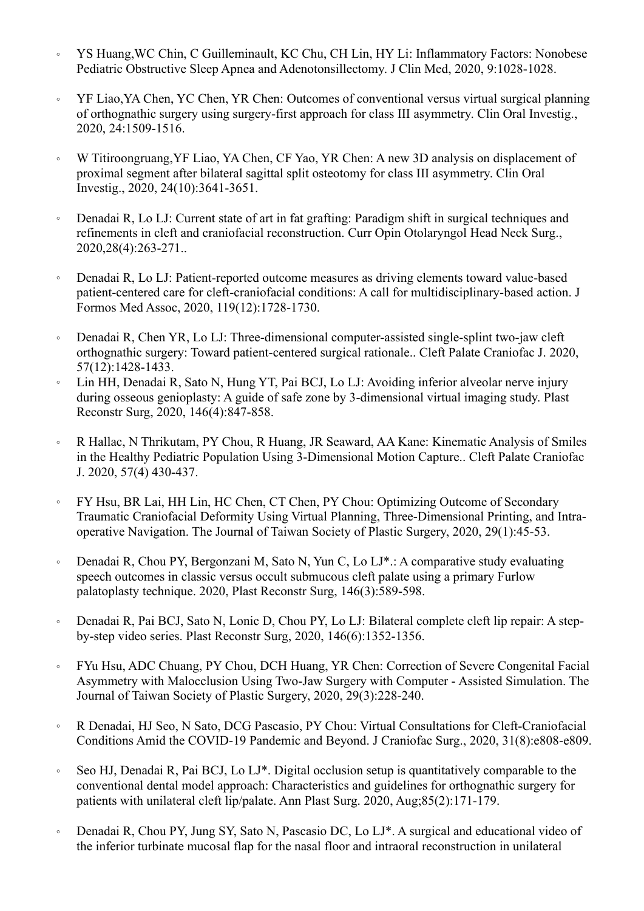- YS Huang,WC Chin, C Guilleminault, KC Chu, CH Lin, HY Li: Inflammatory Factors: Nonobese Pediatric Obstructive Sleep Apnea and Adenotonsillectomy. J Clin Med, 2020, 9:1028-1028.
- YF Liao,YA Chen, YC Chen, YR Chen: Outcomes of conventional versus virtual surgical planning of orthognathic surgery using surgery-first approach for class III asymmetry. Clin Oral Investig., 2020, 24:1509-1516.
- W Titiroongruang,YF Liao, YA Chen, CF Yao, YR Chen: A new 3D analysis on displacement of proximal segment after bilateral sagittal split osteotomy for class III asymmetry. Clin Oral Investig., 2020, 24(10):3641-3651.
- Denadai R, Lo LJ: Current state of art in fat grafting: Paradigm shift in surgical techniques and refinements in cleft and craniofacial reconstruction. Curr Opin Otolaryngol Head Neck Surg., 2020,28(4):263-271..
- Denadai R, Lo LJ: Patient-reported outcome measures as driving elements toward value-based patient-centered care for cleft-craniofacial conditions: A call for multidisciplinary-based action. J Formos Med Assoc, 2020, 119(12):1728-1730.
- Denadai R, Chen YR, Lo LJ: Three-dimensional computer-assisted single-splint two-jaw cleft orthognathic surgery: Toward patient-centered surgical rationale.. Cleft Palate Craniofac J. 2020, 57(12):1428-1433.
- Lin HH, Denadai R, Sato N, Hung YT, Pai BCJ, Lo LJ: Avoiding inferior alveolar nerve injury during osseous genioplasty: A guide of safe zone by 3-dimensional virtual imaging study. Plast Reconstr Surg, 2020, 146(4):847-858.
- R Hallac, N Thrikutam, PY Chou, R Huang, JR Seaward, AA Kane: Kinematic Analysis of Smiles in the Healthy Pediatric Population Using 3-Dimensional Motion Capture.. Cleft Palate Craniofac J. 2020, 57(4) 430-437.
- FY Hsu, BR Lai, HH Lin, HC Chen, CT Chen, PY Chou: Optimizing Outcome of Secondary Traumatic Craniofacial Deformity Using Virtual Planning, Three-Dimensional Printing, and Intra-operative Navigation. The Journal of Taiwan Society of Plastic Surgery, 2020, 29(1):45-53.
- Denadai R, Chou PY, Bergonzani M, Sato N, Yun C, Lo LJ*.: A comparative study evaluating speech outcomes in classic versus occult submucous cleft palate using a primary Furlow palatoplasty technique. 2020, Plast Reconstr Surg, 146(3):589-598.
- Denadai R, Pai BCJ, Sato N, Lonic D, Chou PY, Lo LJ: Bilateral complete cleft lip repair: A step-by-step video series. Plast Reconstr Surg, 2020, 146(6):1352-1356.
- FYu Hsu, ADC Chuang, PY Chou, DCH Huang, YR Chen: Correction of Severe Congenital Facial Asymmetry with Malocclusion Using Two-Jaw Surgery with Computer - Assisted Simulation. The Journal of Taiwan Society of Plastic Surgery, 2020, 29(3):228-240.
- R Denadai, HJ Seo, N Sato, DCG Pascasio, PY Chou: Virtual Consultations for Cleft-Craniofacial Conditions Amid the COVID-19 Pandemic and Beyond. J Craniofac Surg., 2020, 31(8):e808-e809.
- Seo HJ, Denadai R, Pai BCJ, Lo LJ*. Digital occlusion setup is quantitatively comparable to the conventional dental model approach: Characteristics and guidelines for orthognathic surgery for patients with unilateral cleft lip/palate. Ann Plast Surg. 2020, Aug;85(2):171-179.
- Denadai R, Chou PY, Jung SY, Sato N, Pascasio DC, Lo LJ*. A surgical and educational video of the inferior turbinate mucosal flap for the nasal floor and intraoral reconstruction in unilateral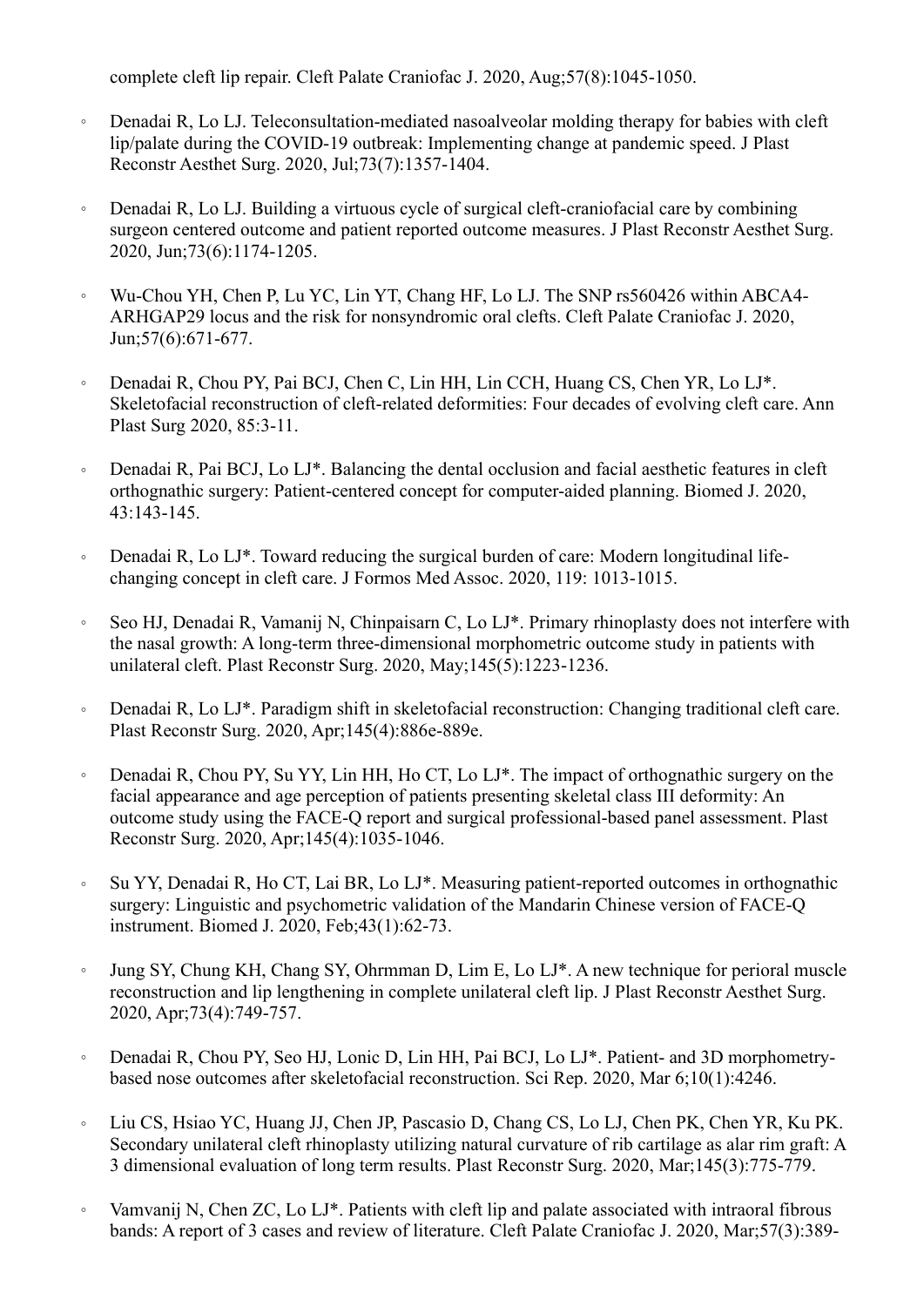complete cleft lip repair. Cleft Palate Craniofac J. 2020, Aug;57(8):1045-1050.

- Denadai R, Lo LJ. Teleconsultation-mediated nasoalveolar molding therapy for babies with cleft lip/palate during the COVID-19 outbreak: Implementing change at pandemic speed. J Plast Reconstr Aesthet Surg. 2020, Jul;73(7):1357-1404.

- Denadai R, Lo LJ. Building a virtuous cycle of surgical cleft-craniofacial care by combining surgeon centered outcome and patient reported outcome measures. J Plast Reconstr Aesthet Surg. 2020, Jun;73(6):1174-1205.

- Wu-Chou YH, Chen P, Lu YC, Lin YT, Chang HF, Lo LJ. The SNP rs560426 within ABCA4-ARHGAP29 locus and the risk for nonsyndromic oral clefts. Cleft Palate Craniofac J. 2020, Jun;57(6):671-677.

- Denadai R, Chou PY, Pai BCJ, Chen C, Lin HH, Lin CCH, Huang CS, Chen YR, Lo LJ*. Skeletofacial reconstruction of cleft-related deformities: Four decades of evolving cleft care. Ann Plast Surg 2020, 85:3-11.

- Denadai R, Pai BCJ, Lo LJ*. Balancing the dental occlusion and facial aesthetic features in cleft orthognathic surgery: Patient-centered concept for computer-aided planning. Biomed J. 2020, 43:143-145.

- Denadai R, Lo LJ*. Toward reducing the surgical burden of care: Modern longitudinal life-changing concept in cleft care. J Formos Med Assoc. 2020, 119: 1013-1015.

- Seo HJ, Denadai R, Vamanij N, Chinpaisarn C, Lo LJ*. Primary rhinoplasty does not interfere with the nasal growth: A long-term three-dimensional morphometric outcome study in patients with unilateral cleft. Plast Reconstr Surg. 2020, May;145(5):1223-1236.

- Denadai R, Lo LJ*. Paradigm shift in skeletofacial reconstruction: Changing traditional cleft care. Plast Reconstr Surg. 2020, Apr;145(4):886e-889e.

- Denadai R, Chou PY, Su YY, Lin HH, Ho CT, Lo LJ*. The impact of orthognathic surgery on the facial appearance and age perception of patients presenting skeletal class III deformity: An outcome study using the FACE-Q report and surgical professional-based panel assessment. Plast Reconstr Surg. 2020, Apr;145(4):1035-1046.

- Su YY, Denadai R, Ho CT, Lai BR, Lo LJ*. Measuring patient-reported outcomes in orthognathic surgery: Linguistic and psychometric validation of the Mandarin Chinese version of FACE-Q instrument. Biomed J. 2020, Feb;43(1):62-73.

- Jung SY, Chung KH, Chang SY, Ohrmman D, Lim E, Lo LJ*. A new technique for perioral muscle reconstruction and lip lengthening in complete unilateral cleft lip. J Plast Reconstr Aesthet Surg. 2020, Apr;73(4):749-757.

- Denadai R, Chou PY, Seo HJ, Lonic D, Lin HH, Pai BCJ, Lo LJ*. Patient- and 3D morphometry-based nose outcomes after skeletofacial reconstruction. Sci Rep. 2020, Mar 6;10(1):4246.

- Liu CS, Hsiao YC, Huang JJ, Chen JP, Pascasio D, Chang CS, Lo LJ, Chen PK, Chen YR, Ku PK. Secondary unilateral cleft rhinoplasty utilizing natural curvature of rib cartilage as alar rim graft: A 3 dimensional evaluation of long term results. Plast Reconstr Surg. 2020, Mar;145(3):775-779.

- Vamvanij N, Chen ZC, Lo LJ*. Patients with cleft lip and palate associated with intraoral fibrous bands: A report of 3 cases and review of literature. Cleft Palate Craniofac J. 2020, Mar;57(3):389-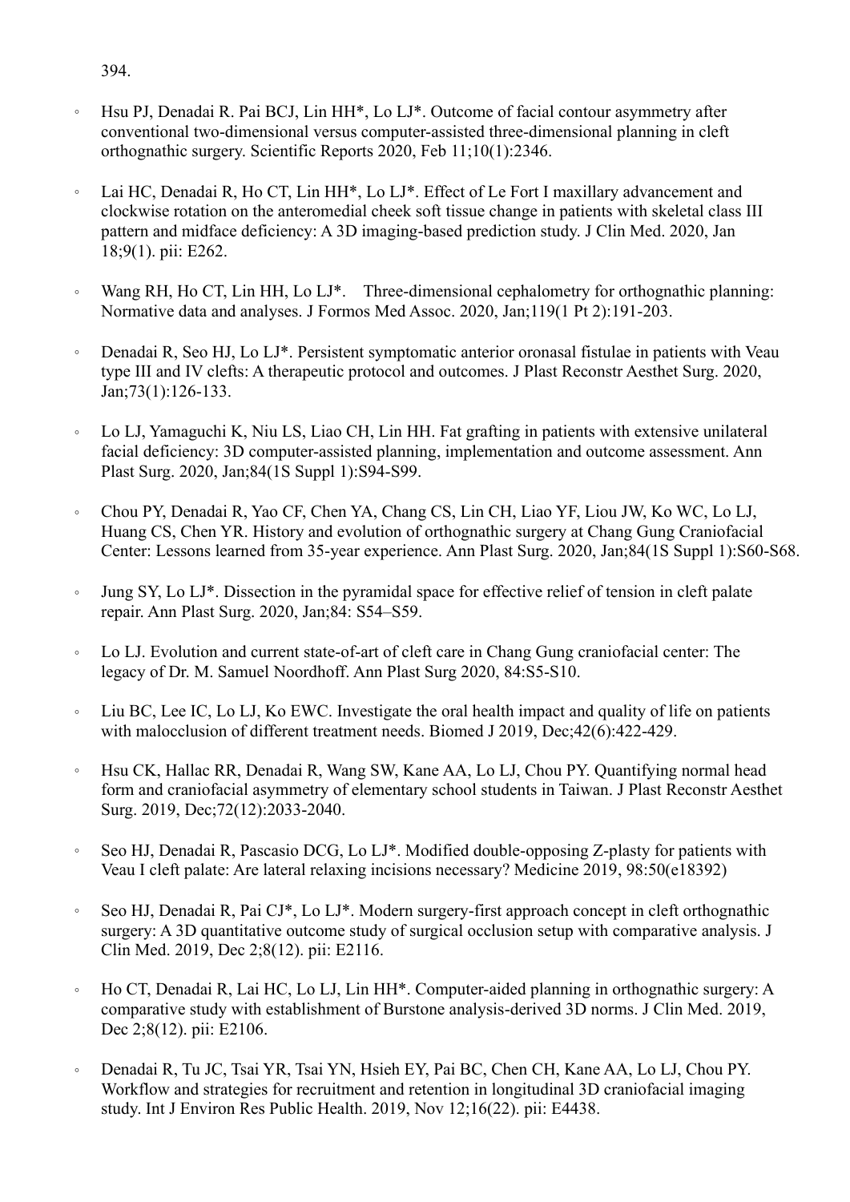394.

- Hsu PJ, Denadai R. Pai BCJ, Lin HH*, Lo LJ*. Outcome of facial contour asymmetry after conventional two-dimensional versus computer-assisted three-dimensional planning in cleft orthognathic surgery. Scientific Reports 2020, Feb 11;10(1):2346.
- Lai HC, Denadai R, Ho CT, Lin HH*, Lo LJ*. Effect of Le Fort I maxillary advancement and clockwise rotation on the anteromedial cheek soft tissue change in patients with skeletal class III pattern and midface deficiency: A 3D imaging-based prediction study. J Clin Med. 2020, Jan 18;9(1). pii: E262.
- Wang RH, Ho CT, Lin HH, Lo LJ*. Three-dimensional cephalometry for orthognathic planning: Normative data and analyses. J Formos Med Assoc. 2020, Jan;119(1 Pt 2):191-203.
- Denadai R, Seo HJ, Lo LJ*. Persistent symptomatic anterior oronasal fistulae in patients with Veau type III and IV clefts: A therapeutic protocol and outcomes. J Plast Reconstr Aesthet Surg. 2020, Jan;73(1):126-133.
- Lo LJ, Yamaguchi K, Niu LS, Liao CH, Lin HH. Fat grafting in patients with extensive unilateral facial deficiency: 3D computer-assisted planning, implementation and outcome assessment. Ann Plast Surg. 2020, Jan;84(1S Suppl 1):S94-S99.
- Chou PY, Denadai R, Yao CF, Chen YA, Chang CS, Lin CH, Liao YF, Liou JW, Ko WC, Lo LJ, Huang CS, Chen YR. History and evolution of orthognathic surgery at Chang Gung Craniofacial Center: Lessons learned from 35-year experience. Ann Plast Surg. 2020, Jan;84(1S Suppl 1):S60-S68.
- Jung SY, Lo LJ*. Dissection in the pyramidal space for effective relief of tension in cleft palate repair. Ann Plast Surg. 2020, Jan;84: S54–S59.
- Lo LJ. Evolution and current state-of-art of cleft care in Chang Gung craniofacial center: The legacy of Dr. M. Samuel Noordhoff. Ann Plast Surg 2020, 84:S5-S10.
- Liu BC, Lee IC, Lo LJ, Ko EWC. Investigate the oral health impact and quality of life on patients with malocclusion of different treatment needs. Biomed J 2019, Dec;42(6):422-429.
- Hsu CK, Hallac RR, Denadai R, Wang SW, Kane AA, Lo LJ, Chou PY. Quantifying normal head form and craniofacial asymmetry of elementary school students in Taiwan. J Plast Reconstr Aesthet Surg. 2019, Dec;72(12):2033-2040.
- Seo HJ, Denadai R, Pascasio DCG, Lo LJ*. Modified double-opposing Z-plasty for patients with Veau I cleft palate: Are lateral relaxing incisions necessary? Medicine 2019, 98:50(e18392)
- Seo HJ, Denadai R, Pai CJ*, Lo LJ*. Modern surgery-first approach concept in cleft orthognathic surgery: A 3D quantitative outcome study of surgical occlusion setup with comparative analysis. J Clin Med. 2019, Dec 2;8(12). pii: E2116.
- Ho CT, Denadai R, Lai HC, Lo LJ, Lin HH*. Computer-aided planning in orthognathic surgery: A comparative study with establishment of Burstone analysis-derived 3D norms. J Clin Med. 2019, Dec 2;8(12). pii: E2106.
- Denadai R, Tu JC, Tsai YR, Tsai YN, Hsieh EY, Pai BC, Chen CH, Kane AA, Lo LJ, Chou PY. Workflow and strategies for recruitment and retention in longitudinal 3D craniofacial imaging study. Int J Environ Res Public Health. 2019, Nov 12;16(22). pii: E4438.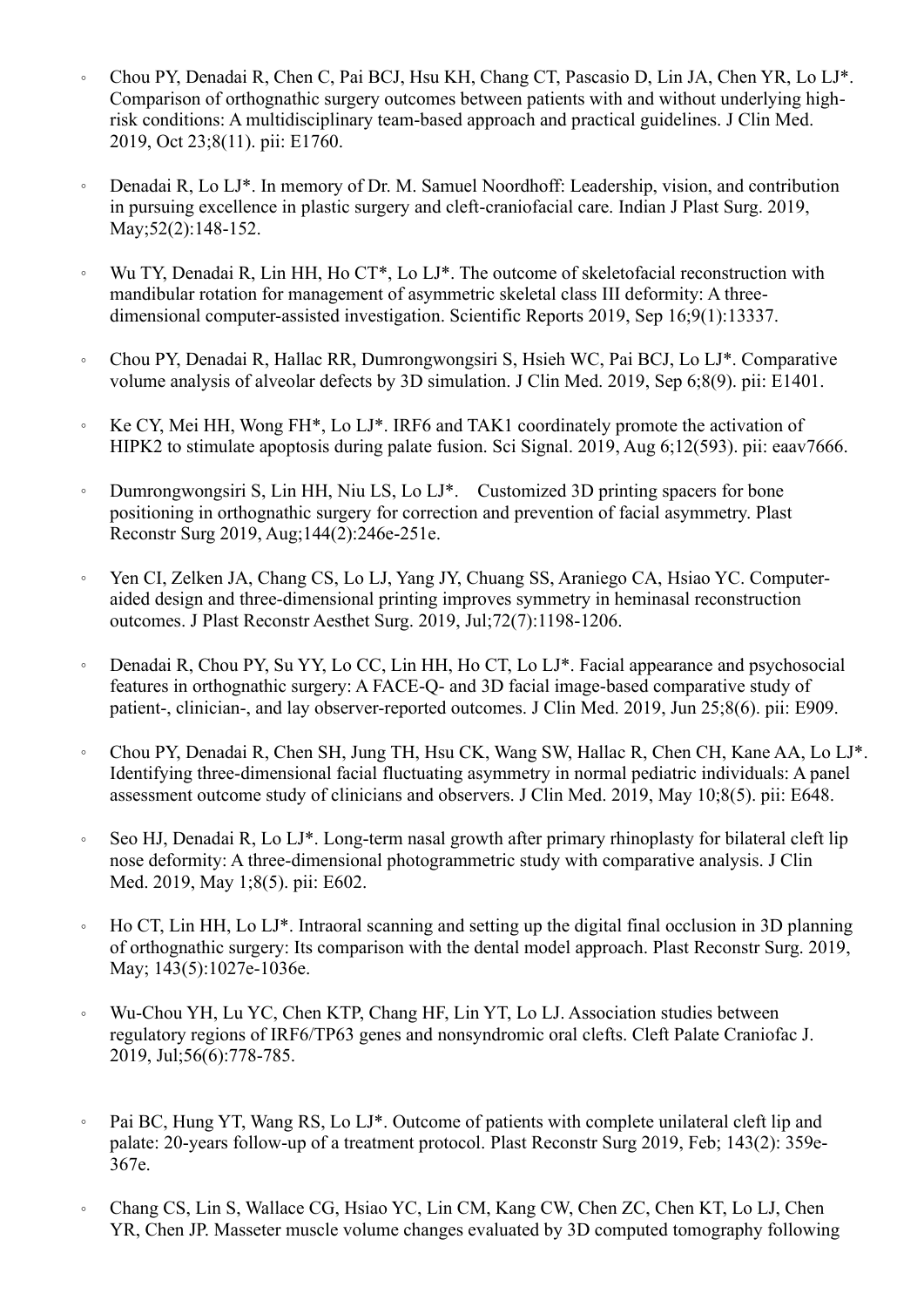- Chou PY, Denadai R, Chen C, Pai BCJ, Hsu KH, Chang CT, Pascasio D, Lin JA, Chen YR, Lo LJ*. Comparison of orthognathic surgery outcomes between patients with and without underlying high-risk conditions: A multidisciplinary team-based approach and practical guidelines. J Clin Med. 2019, Oct 23;8(11). pii: E1760.

- Denadai R, Lo LJ*. In memory of Dr. M. Samuel Noordhoff: Leadership, vision, and contribution in pursuing excellence in plastic surgery and cleft-craniofacial care. Indian J Plast Surg. 2019, May;52(2):148-152.

- Wu TY, Denadai R, Lin HH, Ho CT*, Lo LJ*. The outcome of skeletofacial reconstruction with mandibular rotation for management of asymmetric skeletal class III deformity: A three-dimensional computer-assisted investigation. Scientific Reports 2019, Sep 16;9(1):13337.

- Chou PY, Denadai R, Hallac RR, Dumrongwongsiri S, Hsieh WC, Pai BCJ, Lo LJ*. Comparative volume analysis of alveolar defects by 3D simulation. J Clin Med. 2019, Sep 6;8(9). pii: E1401.

- Ke CY, Mei HH, Wong FH*, Lo LJ*. IRF6 and TAK1 coordinately promote the activation of HIPK2 to stimulate apoptosis during palate fusion. Sci Signal. 2019, Aug 6;12(593). pii: eaav7666.

- Dumrongwongsiri S, Lin HH, Niu LS, Lo LJ*. Customized 3D printing spacers for bone positioning in orthognathic surgery for correction and prevention of facial asymmetry. Plast Reconstr Surg 2019, Aug;144(2):246e-251e.

- Yen CI, Zelken JA, Chang CS, Lo LJ, Yang JY, Chuang SS, Araniego CA, Hsiao YC. Computer-aided design and three-dimensional printing improves symmetry in heminasal reconstruction outcomes. J Plast Reconstr Aesthet Surg. 2019, Jul;72(7):1198-1206.

- Denadai R, Chou PY, Su YY, Lo CC, Lin HH, Ho CT, Lo LJ*. Facial appearance and psychosocial features in orthognathic surgery: A FACE-Q- and 3D facial image-based comparative study of patient-, clinician-, and lay observer-reported outcomes. J Clin Med. 2019, Jun 25;8(6). pii: E909.

- Chou PY, Denadai R, Chen SH, Jung TH, Hsu CK, Wang SW, Hallac R, Chen CH, Kane AA, Lo LJ*. Identifying three-dimensional facial fluctuating asymmetry in normal pediatric individuals: A panel assessment outcome study of clinicians and observers. J Clin Med. 2019, May 10;8(5). pii: E648.

- Seo HJ, Denadai R, Lo LJ*. Long-term nasal growth after primary rhinoplasty for bilateral cleft lip nose deformity: A three-dimensional photogrammetric study with comparative analysis. J Clin Med. 2019, May 1;8(5). pii: E602.

- Ho CT, Lin HH, Lo LJ*. Intraoral scanning and setting up the digital final occlusion in 3D planning of orthognathic surgery: Its comparison with the dental model approach. Plast Reconstr Surg. 2019, May; 143(5):1027e-1036e.

- Wu-Chou YH, Lu YC, Chen KTP, Chang HF, Lin YT, Lo LJ. Association studies between regulatory regions of IRF6/TP63 genes and nonsyndromic oral clefts. Cleft Palate Craniofac J. 2019, Jul;56(6):778-785.

- Pai BC, Hung YT, Wang RS, Lo LJ*. Outcome of patients with complete unilateral cleft lip and palate: 20-years follow-up of a treatment protocol. Plast Reconstr Surg 2019, Feb; 143(2): 359e-367e.

- Chang CS, Lin S, Wallace CG, Hsiao YC, Lin CM, Kang CW, Chen ZC, Chen KT, Lo LJ, Chen YR, Chen JP. Masseter muscle volume changes evaluated by 3D computed tomography following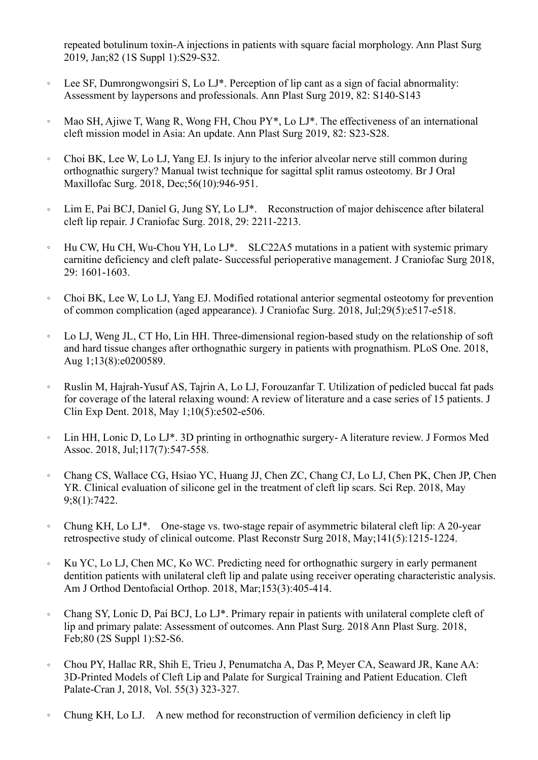repeated botulinum toxin-A injections in patients with square facial morphology. Ann Plast Surg 2019, Jan;82 (1S Suppl 1):S29-S32.

- Lee SF, Dumrongwongsiri S, Lo LJ*. Perception of lip cant as a sign of facial abnormality: Assessment by laypersons and professionals. Ann Plast Surg 2019, 82: S140-S143
- Mao SH, Ajiwe T, Wang R, Wong FH, Chou PY*, Lo LJ*. The effectiveness of an international cleft mission model in Asia: An update. Ann Plast Surg 2019, 82: S23-S28.
- Choi BK, Lee W, Lo LJ, Yang EJ. Is injury to the inferior alveolar nerve still common during orthognathic surgery? Manual twist technique for sagittal split ramus osteotomy. Br J Oral Maxillofac Surg. 2018, Dec;56(10):946-951.
- Lim E, Pai BCJ, Daniel G, Jung SY, Lo LJ*. Reconstruction of major dehiscence after bilateral cleft lip repair. J Craniofac Surg. 2018, 29: 2211-2213.
- Hu CW, Hu CH, Wu-Chou YH, Lo LJ*. SLC22A5 mutations in a patient with systemic primary carnitine deficiency and cleft palate- Successful perioperative management. J Craniofac Surg 2018, 29: 1601-1603.
- Choi BK, Lee W, Lo LJ, Yang EJ. Modified rotational anterior segmental osteotomy for prevention of common complication (aged appearance). J Craniofac Surg. 2018, Jul;29(5):e517-e518.
- Lo LJ, Weng JL, CT Ho, Lin HH. Three-dimensional region-based study on the relationship of soft and hard tissue changes after orthognathic surgery in patients with prognathism. PLoS One. 2018, Aug 1;13(8):e0200589.
- Ruslin M, Hajrah-Yusuf AS, Tajrin A, Lo LJ, Forouzanfar T. Utilization of pedicled buccal fat pads for coverage of the lateral relaxing wound: A review of literature and a case series of 15 patients. J Clin Exp Dent. 2018, May 1;10(5):e502-e506.
- Lin HH, Lonic D, Lo LJ*. 3D printing in orthognathic surgery- A literature review. J Formos Med Assoc. 2018, Jul;117(7):547-558.
- Chang CS, Wallace CG, Hsiao YC, Huang JJ, Chen ZC, Chang CJ, Lo LJ, Chen PK, Chen JP, Chen YR. Clinical evaluation of silicone gel in the treatment of cleft lip scars. Sci Rep. 2018, May 9;8(1):7422.
- Chung KH, Lo LJ*. One-stage vs. two-stage repair of asymmetric bilateral cleft lip: A 20-year retrospective study of clinical outcome. Plast Reconstr Surg 2018, May;141(5):1215-1224.
- Ku YC, Lo LJ, Chen MC, Ko WC. Predicting need for orthognathic surgery in early permanent dentition patients with unilateral cleft lip and palate using receiver operating characteristic analysis. Am J Orthod Dentofacial Orthop. 2018, Mar;153(3):405-414.
- Chang SY, Lonic D, Pai BCJ, Lo LJ*. Primary repair in patients with unilateral complete cleft of lip and primary palate: Assessment of outcomes. Ann Plast Surg. 2018 Ann Plast Surg. 2018, Feb;80 (2S Suppl 1):S2-S6.
- Chou PY, Hallac RR, Shih E, Trieu J, Penumatcha A, Das P, Meyer CA, Seaward JR, Kane AA: 3D-Printed Models of Cleft Lip and Palate for Surgical Training and Patient Education. Cleft Palate-Cran J, 2018, Vol. 55(3) 323-327.
- Chung KH, Lo LJ. A new method for reconstruction of vermilion deficiency in cleft lip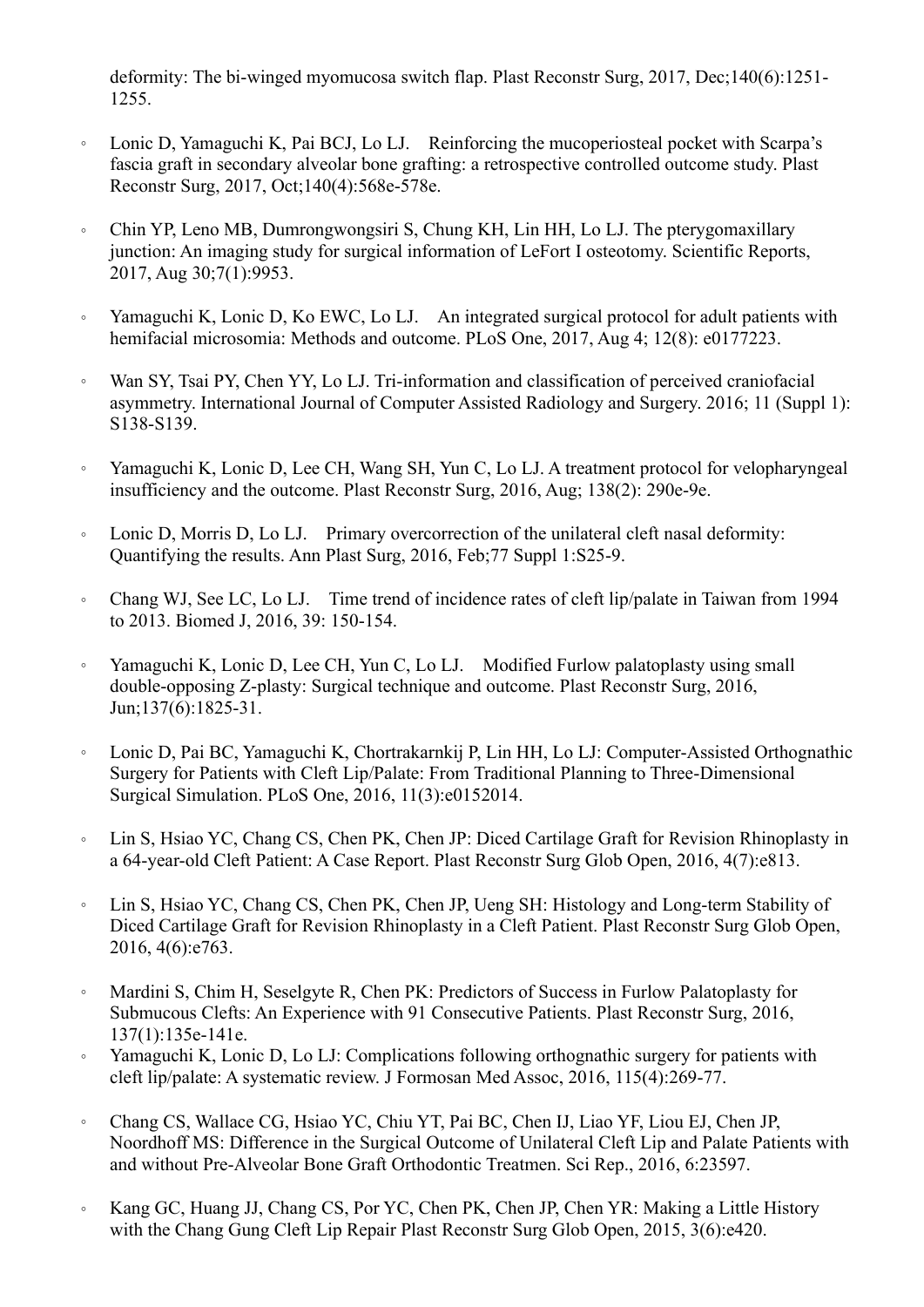deformity: The bi-winged myomucosa switch flap. Plast Reconstr Surg, 2017, Dec;140(6):1251-1255.

- Lonic D, Yamaguchi K, Pai BCJ, Lo LJ. Reinforcing the mucoperiosteal pocket with Scarpa's fascia graft in secondary alveolar bone grafting: a retrospective controlled outcome study. Plast Reconstr Surg, 2017, Oct;140(4):568e-578e.
- Chin YP, Leno MB, Dumrongwongsiri S, Chung KH, Lin HH, Lo LJ. The pterygomaxillary junction: An imaging study for surgical information of LeFort I osteotomy. Scientific Reports, 2017, Aug 30;7(1):9953.
- Yamaguchi K, Lonic D, Ko EWC, Lo LJ. An integrated surgical protocol for adult patients with hemifacial microsomia: Methods and outcome. PLoS One, 2017, Aug 4; 12(8): e0177223.
- Wan SY, Tsai PY, Chen YY, Lo LJ. Tri-information and classification of perceived craniofacial asymmetry. International Journal of Computer Assisted Radiology and Surgery. 2016; 11 (Suppl 1): S138-S139.
- Yamaguchi K, Lonic D, Lee CH, Wang SH, Yun C, Lo LJ. A treatment protocol for velopharyngeal insufficiency and the outcome. Plast Reconstr Surg, 2016, Aug; 138(2): 290e-9e.
- Lonic D, Morris D, Lo LJ. Primary overcorrection of the unilateral cleft nasal deformity: Quantifying the results. Ann Plast Surg, 2016, Feb;77 Suppl 1:S25-9.
- Chang WJ, See LC, Lo LJ. Time trend of incidence rates of cleft lip/palate in Taiwan from 1994 to 2013. Biomed J, 2016, 39: 150-154.
- Yamaguchi K, Lonic D, Lee CH, Yun C, Lo LJ. Modified Furlow palatoplasty using small double-opposing Z-plasty: Surgical technique and outcome. Plast Reconstr Surg, 2016, Jun;137(6):1825-31.
- Lonic D, Pai BC, Yamaguchi K, Chortrakarnkij P, Lin HH, Lo LJ: Computer-Assisted Orthognathic Surgery for Patients with Cleft Lip/Palate: From Traditional Planning to Three-Dimensional Surgical Simulation. PLoS One, 2016, 11(3):e0152014.
- Lin S, Hsiao YC, Chang CS, Chen PK, Chen JP: Diced Cartilage Graft for Revision Rhinoplasty in a 64-year-old Cleft Patient: A Case Report. Plast Reconstr Surg Glob Open, 2016, 4(7):e813.
- Lin S, Hsiao YC, Chang CS, Chen PK, Chen JP, Ueng SH: Histology and Long-term Stability of Diced Cartilage Graft for Revision Rhinoplasty in a Cleft Patient. Plast Reconstr Surg Glob Open, 2016, 4(6):e763.
- Mardini S, Chim H, Seselgyte R, Chen PK: Predictors of Success in Furlow Palatoplasty for Submucous Clefts: An Experience with 91 Consecutive Patients. Plast Reconstr Surg, 2016, 137(1):135e-141e.
- Yamaguchi K, Lonic D, Lo LJ: Complications following orthognathic surgery for patients with cleft lip/palate: A systematic review. J Formosan Med Assoc, 2016, 115(4):269-77.
- Chang CS, Wallace CG, Hsiao YC, Chiu YT, Pai BC, Chen IJ, Liao YF, Liou EJ, Chen JP, Noordhoff MS: Difference in the Surgical Outcome of Unilateral Cleft Lip and Palate Patients with and without Pre-Alveolar Bone Graft Orthodontic Treatmen. Sci Rep., 2016, 6:23597.
- Kang GC, Huang JJ, Chang CS, Por YC, Chen PK, Chen JP, Chen YR: Making a Little History with the Chang Gung Cleft Lip Repair Plast Reconstr Surg Glob Open, 2015, 3(6):e420.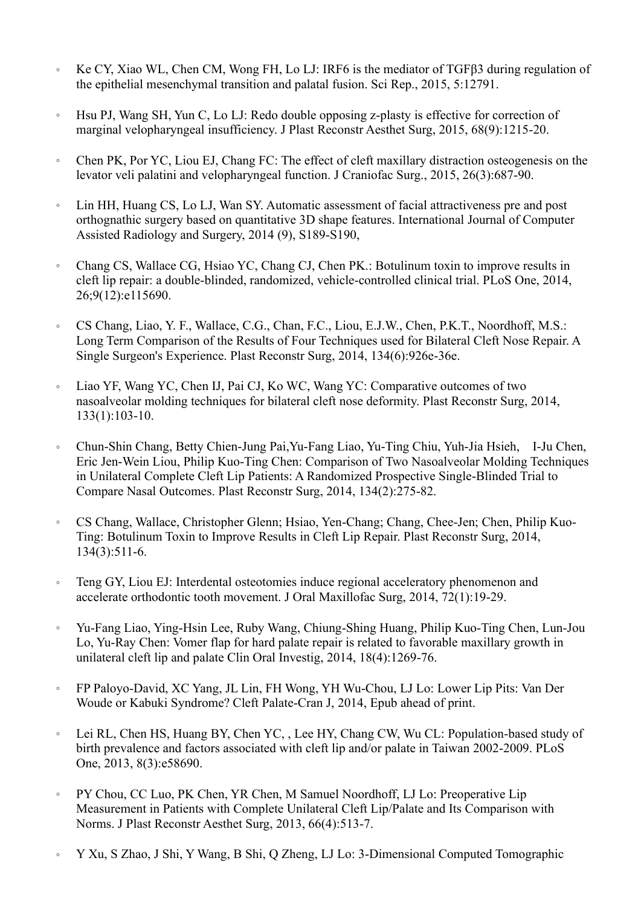- Ke CY, Xiao WL, Chen CM, Wong FH, Lo LJ: IRF6 is the mediator of TGFβ3 during regulation of the epithelial mesenchymal transition and palatal fusion. Sci Rep., 2015, 5:12791.

- Hsu PJ, Wang SH, Yun C, Lo LJ: Redo double opposing z-plasty is effective for correction of marginal velopharyngeal insufficiency. J Plast Reconstr Aesthet Surg, 2015, 68(9):1215-20.

- Chen PK, Por YC, Liou EJ, Chang FC: The effect of cleft maxillary distraction osteogenesis on the levator veli palatini and velopharyngeal function. J Craniofac Surg., 2015, 26(3):687-90.

- Lin HH, Huang CS, Lo LJ, Wan SY. Automatic assessment of facial attractiveness pre and post orthognathic surgery based on quantitative 3D shape features. International Journal of Computer Assisted Radiology and Surgery, 2014 (9), S189-S190,

- Chang CS, Wallace CG, Hsiao YC, Chang CJ, Chen PK.: Botulinum toxin to improve results in cleft lip repair: a double-blinded, randomized, vehicle-controlled clinical trial. PLoS One, 2014, 26;9(12):e115690.

- CS Chang, Liao, Y. F., Wallace, C.G., Chan, F.C., Liou, E.J.W., Chen, P.K.T., Noordhoff, M.S.: Long Term Comparison of the Results of Four Techniques used for Bilateral Cleft Nose Repair. A Single Surgeon's Experience. Plast Reconstr Surg, 2014, 134(6):926e-36e.

- Liao YF, Wang YC, Chen IJ, Pai CJ, Ko WC, Wang YC: Comparative outcomes of two nasoalveolar molding techniques for bilateral cleft nose deformity. Plast Reconstr Surg, 2014, 133(1):103-10.

- Chun-Shin Chang, Betty Chien-Jung Pai,Yu-Fang Liao, Yu-Ting Chiu, Yuh-Jia Hsieh, I-Ju Chen, Eric Jen-Wein Liou, Philip Kuo-Ting Chen: Comparison of Two Nasoalveolar Molding Techniques in Unilateral Complete Cleft Lip Patients: A Randomized Prospective Single-Blinded Trial to Compare Nasal Outcomes. Plast Reconstr Surg, 2014, 134(2):275-82.

- CS Chang, Wallace, Christopher Glenn; Hsiao, Yen-Chang; Chang, Chee-Jen; Chen, Philip Kuo-Ting: Botulinum Toxin to Improve Results in Cleft Lip Repair. Plast Reconstr Surg, 2014, 134(3):511-6.

- Teng GY, Liou EJ: Interdental osteotomies induce regional acceleratory phenomenon and accelerate orthodontic tooth movement. J Oral Maxillofac Surg, 2014, 72(1):19-29.

- Yu-Fang Liao, Ying-Hsin Lee, Ruby Wang, Chiung-Shing Huang, Philip Kuo-Ting Chen, Lun-Jou Lo, Yu-Ray Chen: Vomer flap for hard palate repair is related to favorable maxillary growth in unilateral cleft lip and palate Clin Oral Investig, 2014, 18(4):1269-76.

- FP Paloyo-David, XC Yang, JL Lin, FH Wong, YH Wu-Chou, LJ Lo: Lower Lip Pits: Van Der Woude or Kabuki Syndrome? Cleft Palate-Cran J, 2014, Epub ahead of print.

- Lei RL, Chen HS, Huang BY, Chen YC, , Lee HY, Chang CW, Wu CL: Population-based study of birth prevalence and factors associated with cleft lip and/or palate in Taiwan 2002-2009. PLoS One, 2013, 8(3):e58690.

- PY Chou, CC Luo, PK Chen, YR Chen, M Samuel Noordhoff, LJ Lo: Preoperative Lip Measurement in Patients with Complete Unilateral Cleft Lip/Palate and Its Comparison with Norms. J Plast Reconstr Aesthet Surg, 2013, 66(4):513-7.

- Y Xu, S Zhao, J Shi, Y Wang, B Shi, Q Zheng, LJ Lo: 3-Dimensional Computed Tomographic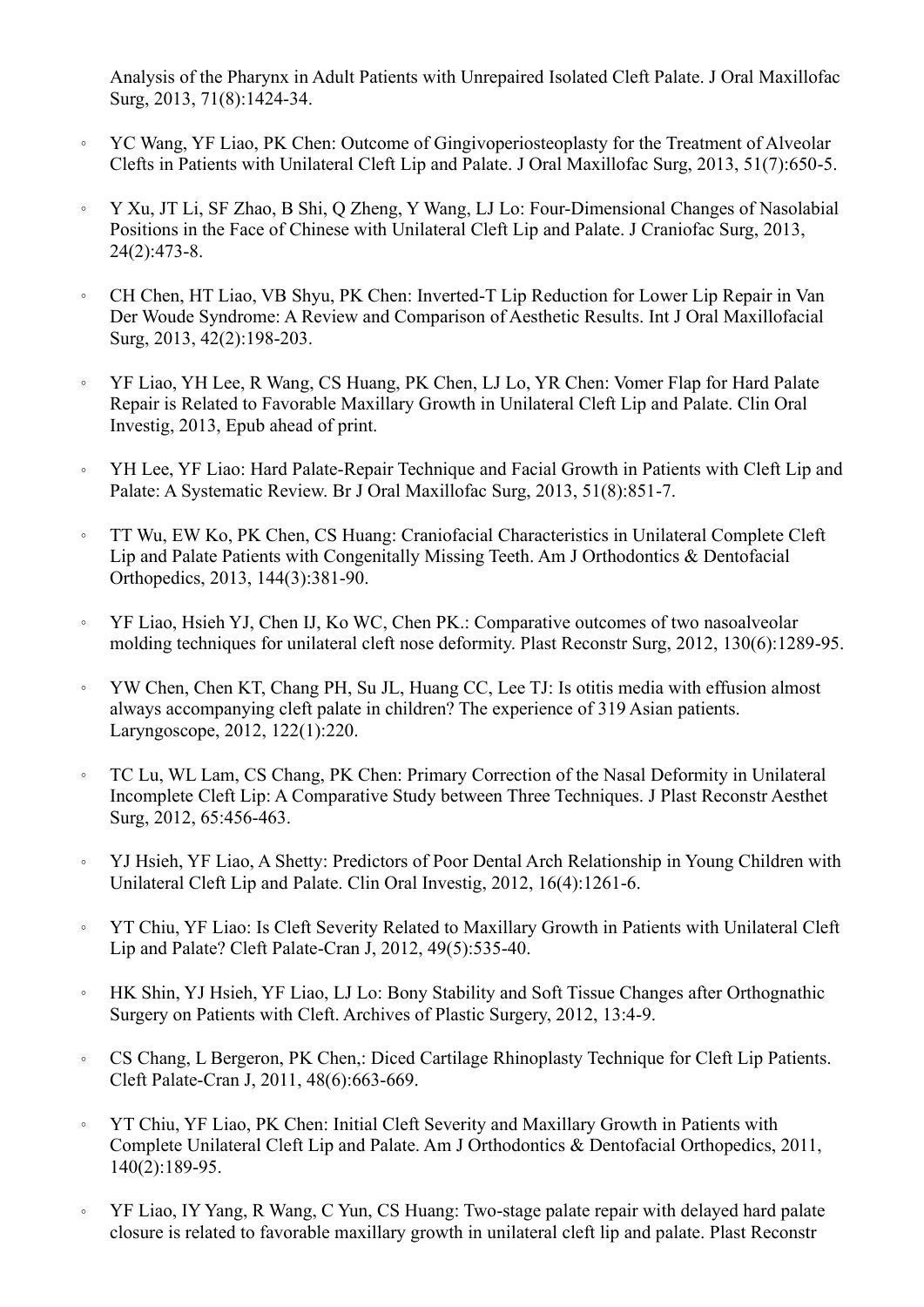Analysis of the Pharynx in Adult Patients with Unrepaired Isolated Cleft Palate. J Oral Maxillofac Surg, 2013, 71(8):1424-34.

- YC Wang, YF Liao, PK Chen: Outcome of Gingivoperiosteoplasty for the Treatment of Alveolar Clefts in Patients with Unilateral Cleft Lip and Palate. J Oral Maxillofac Surg, 2013, 51(7):650-5.
- Y Xu, JT Li, SF Zhao, B Shi, Q Zheng, Y Wang, LJ Lo: Four-Dimensional Changes of Nasolabial Positions in the Face of Chinese with Unilateral Cleft Lip and Palate. J Craniofac Surg, 2013, 24(2):473-8.
- CH Chen, HT Liao, VB Shyu, PK Chen: Inverted-T Lip Reduction for Lower Lip Repair in Van Der Woude Syndrome: A Review and Comparison of Aesthetic Results. Int J Oral Maxillofacial Surg, 2013, 42(2):198-203.
- YF Liao, YH Lee, R Wang, CS Huang, PK Chen, LJ Lo, YR Chen: Vomer Flap for Hard Palate Repair is Related to Favorable Maxillary Growth in Unilateral Cleft Lip and Palate. Clin Oral Investig, 2013, Epub ahead of print.
- YH Lee, YF Liao: Hard Palate-Repair Technique and Facial Growth in Patients with Cleft Lip and Palate: A Systematic Review. Br J Oral Maxillofac Surg, 2013, 51(8):851-7.
- TT Wu, EW Ko, PK Chen, CS Huang: Craniofacial Characteristics in Unilateral Complete Cleft Lip and Palate Patients with Congenitally Missing Teeth. Am J Orthodontics & Dentofacial Orthopedics, 2013, 144(3):381-90.
- YF Liao, Hsieh YJ, Chen IJ, Ko WC, Chen PK.: Comparative outcomes of two nasoalveolar molding techniques for unilateral cleft nose deformity. Plast Reconstr Surg, 2012, 130(6):1289-95.
- YW Chen, Chen KT, Chang PH, Su JL, Huang CC, Lee TJ: Is otitis media with effusion almost always accompanying cleft palate in children? The experience of 319 Asian patients. Laryngoscope, 2012, 122(1):220.
- TC Lu, WL Lam, CS Chang, PK Chen: Primary Correction of the Nasal Deformity in Unilateral Incomplete Cleft Lip: A Comparative Study between Three Techniques. J Plast Reconstr Aesthet Surg, 2012, 65:456-463.
- YJ Hsieh, YF Liao, A Shetty: Predictors of Poor Dental Arch Relationship in Young Children with Unilateral Cleft Lip and Palate. Clin Oral Investig, 2012, 16(4):1261-6.
- YT Chiu, YF Liao: Is Cleft Severity Related to Maxillary Growth in Patients with Unilateral Cleft Lip and Palate? Cleft Palate-Cran J, 2012, 49(5):535-40.
- HK Shin, YJ Hsieh, YF Liao, LJ Lo: Bony Stability and Soft Tissue Changes after Orthognathic Surgery on Patients with Cleft. Archives of Plastic Surgery, 2012, 13:4-9.
- CS Chang, L Bergeron, PK Chen,: Diced Cartilage Rhinoplasty Technique for Cleft Lip Patients. Cleft Palate-Cran J, 2011, 48(6):663-669.
- YT Chiu, YF Liao, PK Chen: Initial Cleft Severity and Maxillary Growth in Patients with Complete Unilateral Cleft Lip and Palate. Am J Orthodontics & Dentofacial Orthopedics, 2011, 140(2):189-95.
- YF Liao, IY Yang, R Wang, C Yun, CS Huang: Two-stage palate repair with delayed hard palate closure is related to favorable maxillary growth in unilateral cleft lip and palate. Plast Reconstr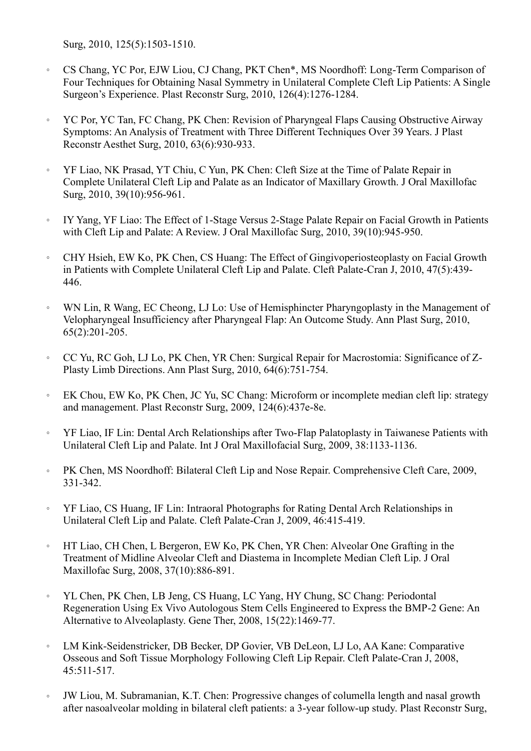Surg, 2010, 125(5):1503-1510.

- CS Chang, YC Por, EJW Liou, CJ Chang, PKT Chen*, MS Noordhoff: Long-Term Comparison of Four Techniques for Obtaining Nasal Symmetry in Unilateral Complete Cleft Lip Patients: A Single Surgeon's Experience. Plast Reconstr Surg, 2010, 126(4):1276-1284.

- YC Por, YC Tan, FC Chang, PK Chen: Revision of Pharyngeal Flaps Causing Obstructive Airway Symptoms: An Analysis of Treatment with Three Different Techniques Over 39 Years. J Plast Reconstr Aesthet Surg, 2010, 63(6):930-933.

- YF Liao, NK Prasad, YT Chiu, C Yun, PK Chen: Cleft Size at the Time of Palate Repair in Complete Unilateral Cleft Lip and Palate as an Indicator of Maxillary Growth. J Oral Maxillofac Surg, 2010, 39(10):956-961.

- IY Yang, YF Liao: The Effect of 1-Stage Versus 2-Stage Palate Repair on Facial Growth in Patients with Cleft Lip and Palate: A Review. J Oral Maxillofac Surg, 2010, 39(10):945-950.

- CHY Hsieh, EW Ko, PK Chen, CS Huang: The Effect of Gingivoperiosteoplasty on Facial Growth in Patients with Complete Unilateral Cleft Lip and Palate. Cleft Palate-Cran J, 2010, 47(5):439-446.

- WN Lin, R Wang, EC Cheong, LJ Lo: Use of Hemisphincter Pharyngoplasty in the Management of Velopharyngeal Insufficiency after Pharyngeal Flap: An Outcome Study. Ann Plast Surg, 2010, 65(2):201-205.

- CC Yu, RC Goh, LJ Lo, PK Chen, YR Chen: Surgical Repair for Macrostomia: Significance of Z-Plasty Limb Directions. Ann Plast Surg, 2010, 64(6):751-754.

- EK Chou, EW Ko, PK Chen, JC Yu, SC Chang: Microform or incomplete median cleft lip: strategy and management. Plast Reconstr Surg, 2009, 124(6):437e-8e.

- YF Liao, IF Lin: Dental Arch Relationships after Two-Flap Palatoplasty in Taiwanese Patients with Unilateral Cleft Lip and Palate. Int J Oral Maxillofacial Surg, 2009, 38:1133-1136.

- PK Chen, MS Noordhoff: Bilateral Cleft Lip and Nose Repair. Comprehensive Cleft Care, 2009, 331-342.

- YF Liao, CS Huang, IF Lin: Intraoral Photographs for Rating Dental Arch Relationships in Unilateral Cleft Lip and Palate. Cleft Palate-Cran J, 2009, 46:415-419.

- HT Liao, CH Chen, L Bergeron, EW Ko, PK Chen, YR Chen: Alveolar One Grafting in the Treatment of Midline Alveolar Cleft and Diastema in Incomplete Median Cleft Lip. J Oral Maxillofac Surg, 2008, 37(10):886-891.

- YL Chen, PK Chen, LB Jeng, CS Huang, LC Yang, HY Chung, SC Chang: Periodontal Regeneration Using Ex Vivo Autologous Stem Cells Engineered to Express the BMP-2 Gene: An Alternative to Alveolaplasty. Gene Ther, 2008, 15(22):1469-77.

- LM Kink-Seidenstricker, DB Becker, DP Govier, VB DeLeon, LJ Lo, AA Kane: Comparative Osseous and Soft Tissue Morphology Following Cleft Lip Repair. Cleft Palate-Cran J, 2008, 45:511-517.

- JW Liou, M. Subramanian, K.T. Chen: Progressive changes of columella length and nasal growth after nasoalveolar molding in bilateral cleft patients: a 3-year follow-up study. Plast Reconstr Surg,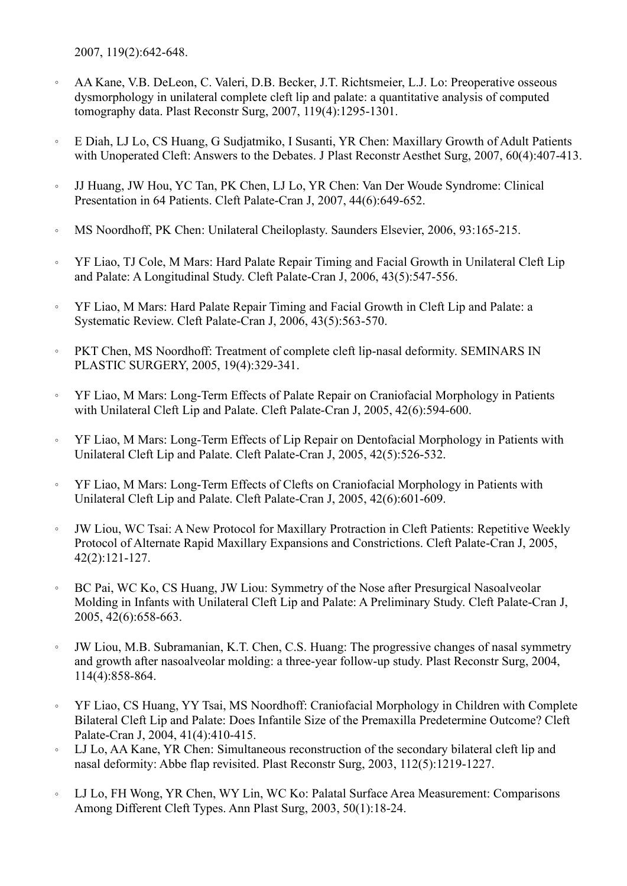2007, 119(2):642-648.

- AA Kane, V.B. DeLeon, C. Valeri, D.B. Becker, J.T. Richtsmeier, L.J. Lo: Preoperative osseous dysmorphology in unilateral complete cleft lip and palate: a quantitative analysis of computed tomography data. Plast Reconstr Surg, 2007, 119(4):1295-1301.

- E Diah, LJ Lo, CS Huang, G Sudjatmiko, I Susanti, YR Chen: Maxillary Growth of Adult Patients with Unoperated Cleft: Answers to the Debates. J Plast Reconstr Aesthet Surg, 2007, 60(4):407-413.

- JJ Huang, JW Hou, YC Tan, PK Chen, LJ Lo, YR Chen: Van Der Woude Syndrome: Clinical Presentation in 64 Patients. Cleft Palate-Cran J, 2007, 44(6):649-652.

- MS Noordhoff, PK Chen: Unilateral Cheiloplasty. Saunders Elsevier, 2006, 93:165-215.

- YF Liao, TJ Cole, M Mars: Hard Palate Repair Timing and Facial Growth in Unilateral Cleft Lip and Palate: A Longitudinal Study. Cleft Palate-Cran J, 2006, 43(5):547-556.

- YF Liao, M Mars: Hard Palate Repair Timing and Facial Growth in Cleft Lip and Palate: a Systematic Review. Cleft Palate-Cran J, 2006, 43(5):563-570.

- PKT Chen, MS Noordhoff: Treatment of complete cleft lip-nasal deformity. SEMINARS IN PLASTIC SURGERY, 2005, 19(4):329-341.

- YF Liao, M Mars: Long-Term Effects of Palate Repair on Craniofacial Morphology in Patients with Unilateral Cleft Lip and Palate. Cleft Palate-Cran J, 2005, 42(6):594-600.

- YF Liao, M Mars: Long-Term Effects of Lip Repair on Dentofacial Morphology in Patients with Unilateral Cleft Lip and Palate. Cleft Palate-Cran J, 2005, 42(5):526-532.

- YF Liao, M Mars: Long-Term Effects of Clefts on Craniofacial Morphology in Patients with Unilateral Cleft Lip and Palate. Cleft Palate-Cran J, 2005, 42(6):601-609.

- JW Liou, WC Tsai: A New Protocol for Maxillary Protraction in Cleft Patients: Repetitive Weekly Protocol of Alternate Rapid Maxillary Expansions and Constrictions. Cleft Palate-Cran J, 2005, 42(2):121-127.

- BC Pai, WC Ko, CS Huang, JW Liou: Symmetry of the Nose after Presurgical Nasoalveolar Molding in Infants with Unilateral Cleft Lip and Palate: A Preliminary Study. Cleft Palate-Cran J, 2005, 42(6):658-663.

- JW Liou, M.B. Subramanian, K.T. Chen, C.S. Huang: The progressive changes of nasal symmetry and growth after nasoalveolar molding: a three-year follow-up study. Plast Reconstr Surg, 2004, 114(4):858-864.

- YF Liao, CS Huang, YY Tsai, MS Noordhoff: Craniofacial Morphology in Children with Complete Bilateral Cleft Lip and Palate: Does Infantile Size of the Premaxilla Predetermine Outcome? Cleft Palate-Cran J, 2004, 41(4):410-415.
- LJ Lo, AA Kane, YR Chen: Simultaneous reconstruction of the secondary bilateral cleft lip and nasal deformity: Abbe flap revisited. Plast Reconstr Surg, 2003, 112(5):1219-1227.

- LJ Lo, FH Wong, YR Chen, WY Lin, WC Ko: Palatal Surface Area Measurement: Comparisons Among Different Cleft Types. Ann Plast Surg, 2003, 50(1):18-24.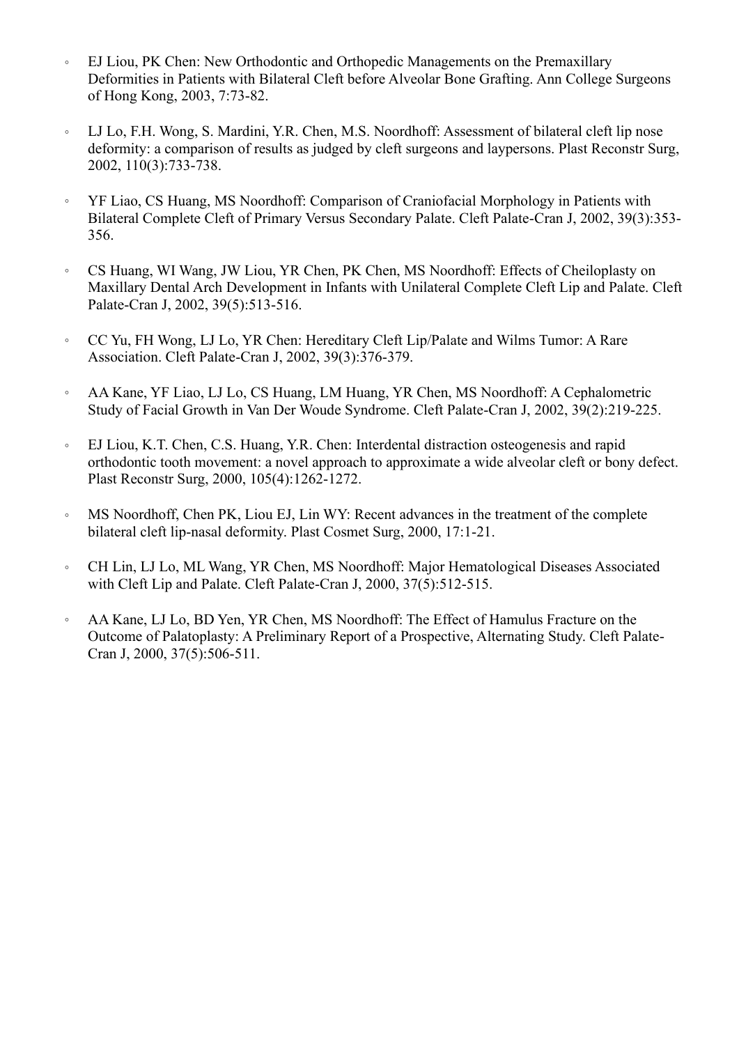- EJ Liou, PK Chen: New Orthodontic and Orthopedic Managements on the Premaxillary Deformities in Patients with Bilateral Cleft before Alveolar Bone Grafting. Ann College Surgeons of Hong Kong, 2003, 7:73-82.

- LJ Lo, F.H. Wong, S. Mardini, Y.R. Chen, M.S. Noordhoff: Assessment of bilateral cleft lip nose deformity: a comparison of results as judged by cleft surgeons and laypersons. Plast Reconstr Surg, 2002, 110(3):733-738.

- YF Liao, CS Huang, MS Noordhoff: Comparison of Craniofacial Morphology in Patients with Bilateral Complete Cleft of Primary Versus Secondary Palate. Cleft Palate-Cran J, 2002, 39(3):353-356.

- CS Huang, WI Wang, JW Liou, YR Chen, PK Chen, MS Noordhoff: Effects of Cheiloplasty on Maxillary Dental Arch Development in Infants with Unilateral Complete Cleft Lip and Palate. Cleft Palate-Cran J, 2002, 39(5):513-516.

- CC Yu, FH Wong, LJ Lo, YR Chen: Hereditary Cleft Lip/Palate and Wilms Tumor: A Rare Association. Cleft Palate-Cran J, 2002, 39(3):376-379.

- AA Kane, YF Liao, LJ Lo, CS Huang, LM Huang, YR Chen, MS Noordhoff: A Cephalometric Study of Facial Growth in Van Der Woude Syndrome. Cleft Palate-Cran J, 2002, 39(2):219-225.

- EJ Liou, K.T. Chen, C.S. Huang, Y.R. Chen: Interdental distraction osteogenesis and rapid orthodontic tooth movement: a novel approach to approximate a wide alveolar cleft or bony defect. Plast Reconstr Surg, 2000, 105(4):1262-1272.

- MS Noordhoff, Chen PK, Liou EJ, Lin WY: Recent advances in the treatment of the complete bilateral cleft lip-nasal deformity. Plast Cosmet Surg, 2000, 17:1-21.

- CH Lin, LJ Lo, ML Wang, YR Chen, MS Noordhoff: Major Hematological Diseases Associated with Cleft Lip and Palate. Cleft Palate-Cran J, 2000, 37(5):512-515.

- AA Kane, LJ Lo, BD Yen, YR Chen, MS Noordhoff: The Effect of Hamulus Fracture on the Outcome of Palatoplasty: A Preliminary Report of a Prospective, Alternating Study. Cleft Palate-Cran J, 2000, 37(5):506-511.